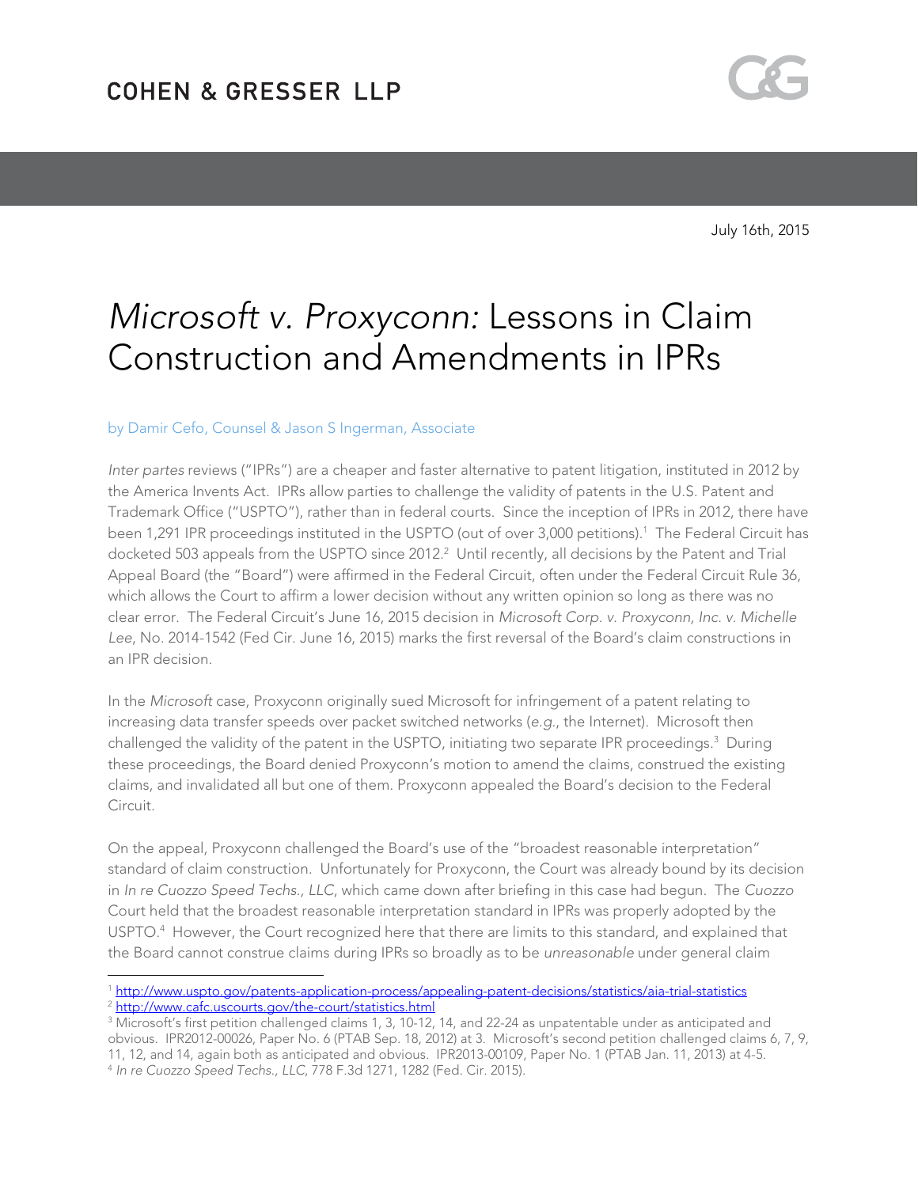COHEN & GRESSER LLP

July 16th, 2015

# *Microsoft v. Proxyconn:* Lessons in Claim Construction and Amendments in IPRs

by Damir Cefo, Counsel & Jason S Ingerman, Associate

*Inter partes* reviews ("IPRs") are a cheaper and faster alternative to patent litigation, instituted in 2012 by the America Invents Act. IPRs allow parties to challenge the validity of patents in the U.S. Patent and Trademark Office ("USPTO"), rather than in federal courts. Since the inception of IPRs in 2012, there have been 1,291 IPR proceedings instituted in the USPTO (out of over 3,000 petitions).[1] The Federal Circuit has docketed 503 appeals from the USPTO since 2012.[2] Until recently, all decisions by the Patent and Trial Appeal Board (the "Board") were affirmed in the Federal Circuit, often under the Federal Circuit Rule 36, which allows the Court to affirm a lower decision without any written opinion so long as there was no clear error. The Federal Circuit's June 16, 2015 decision in *Microsoft Corp. v. Proxyconn, Inc. v. Michelle Lee*, No. 2014-1542 (Fed Cir. June 16, 2015) marks the first reversal of the Board's claim constructions in an IPR decision.

In the *Microsoft* case, Proxyconn originally sued Microsoft for infringement of a patent relating to increasing data transfer speeds over packet switched networks (*e.g.*, the Internet). Microsoft then challenged the validity of the patent in the USPTO, initiating two separate IPR proceedings.[3] During these proceedings, the Board denied Proxyconn's motion to amend the claims, construed the existing claims, and invalidated all but one of them. Proxyconn appealed the Board's decision to the Federal Circuit.

On the appeal, Proxyconn challenged the Board's use of the "broadest reasonable interpretation" standard of claim construction. Unfortunately for Proxyconn, the Court was already bound by its decision in *In re Cuozzo Speed Techs., LLC*, which came down after briefing in this case had begun. The *Cuozzo* Court held that the broadest reasonable interpretation standard in IPRs was properly adopted by the USPTO.[4] However, the Court recognized here that there are limits to this standard, and explained that the Board cannot construe claims during IPRs so broadly as to be *unreasonable* under general claim

---

[1] http://www.uspto.gov/patents-application-process/appealing-patent-decisions/statistics/aia-trial-statistics

[2] http://www.cafc.uscourts.gov/the-court/statistics.html

[3] Microsoft's first petition challenged claims 1, 3, 10-12, 14, and 22-24 as unpatentable under as anticipated and obvious. IPR2012-00026, Paper No. 6 (PTAB Sep. 18, 2012) at 3. Microsoft's second petition challenged claims 6, 7, 9, 11, 12, and 14, again both as anticipated and obvious. IPR2013-00109, Paper No. 1 (PTAB Jan. 11, 2013) at 4-5.

[4] *In re Cuozzo Speed Techs., LLC*, 778 F.3d 1271, 1282 (Fed. Cir. 2015).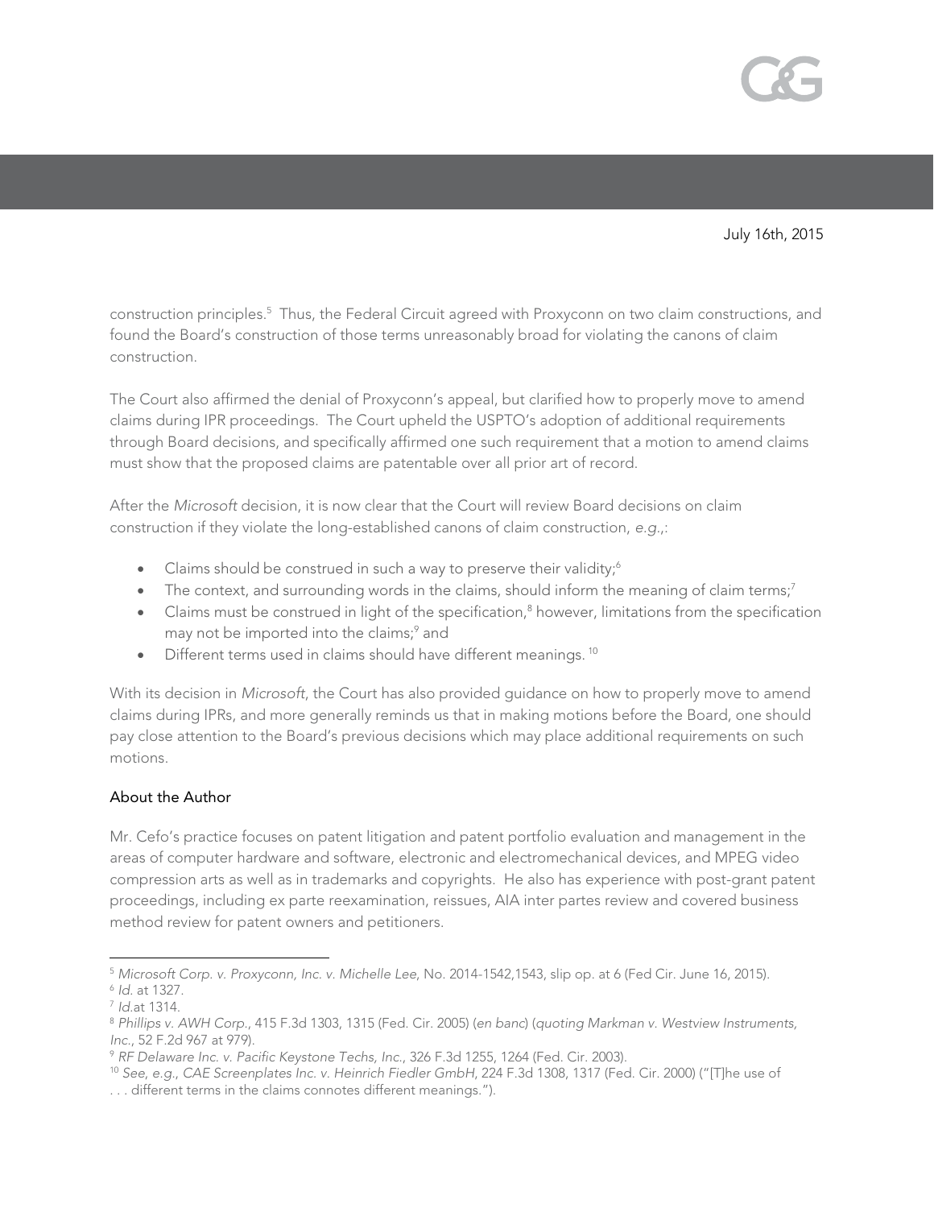July 16th, 2015

construction principles.[5] Thus, the Federal Circuit agreed with Proxyconn on two claim constructions, and found the Board's construction of those terms unreasonably broad for violating the canons of claim construction.

The Court also affirmed the denial of Proxyconn's appeal, but clarified how to properly move to amend claims during IPR proceedings. The Court upheld the USPTO's adoption of additional requirements through Board decisions, and specifically affirmed one such requirement that a motion to amend claims must show that the proposed claims are patentable over all prior art of record.

After the *Microsoft* decision, it is now clear that the Court will review Board decisions on claim construction if they violate the long-established canons of claim construction, *e.g.*,:

- Claims should be construed in such a way to preserve their validity;[6]
- The context, and surrounding words in the claims, should inform the meaning of claim terms;[7]
- Claims must be construed in light of the specification,[8] however, limitations from the specification may not be imported into the claims;[9] and
- Different terms used in claims should have different meanings.[10]

With its decision in *Microsoft*, the Court has also provided guidance on how to properly move to amend claims during IPRs, and more generally reminds us that in making motions before the Board, one should pay close attention to the Board's previous decisions which may place additional requirements on such motions.

### About the Author

Mr. Cefo's practice focuses on patent litigation and patent portfolio evaluation and management in the areas of computer hardware and software, electronic and electromechanical devices, and MPEG video compression arts as well as in trademarks and copyrights. He also has experience with post-grant patent proceedings, including ex parte reexamination, reissues, AIA inter partes review and covered business method review for patent owners and petitioners.

---

[5] *Microsoft Corp. v. Proxyconn, Inc. v. Michelle Lee*, No. 2014-1542,1543, slip op. at 6 (Fed Cir. June 16, 2015).
[6] *Id.* at 1327.
[7] *Id.*at 1314.
[8] *Phillips v. AWH Corp.*, 415 F.3d 1303, 1315 (Fed. Cir. 2005) (*en banc*) (*quoting Markman v. Westview Instruments, Inc.*, 52 F.2d 967 at 979).
[9] *RF Delaware Inc. v. Pacific Keystone Techs, Inc.*, 326 F.3d 1255, 1264 (Fed. Cir. 2003).
[10] *See, e.g., CAE Screenplates Inc. v. Heinrich Fiedler GmbH*, 224 F.3d 1308, 1317 (Fed. Cir. 2000) ("[T]he use of . . . different terms in the claims connotes different meanings.").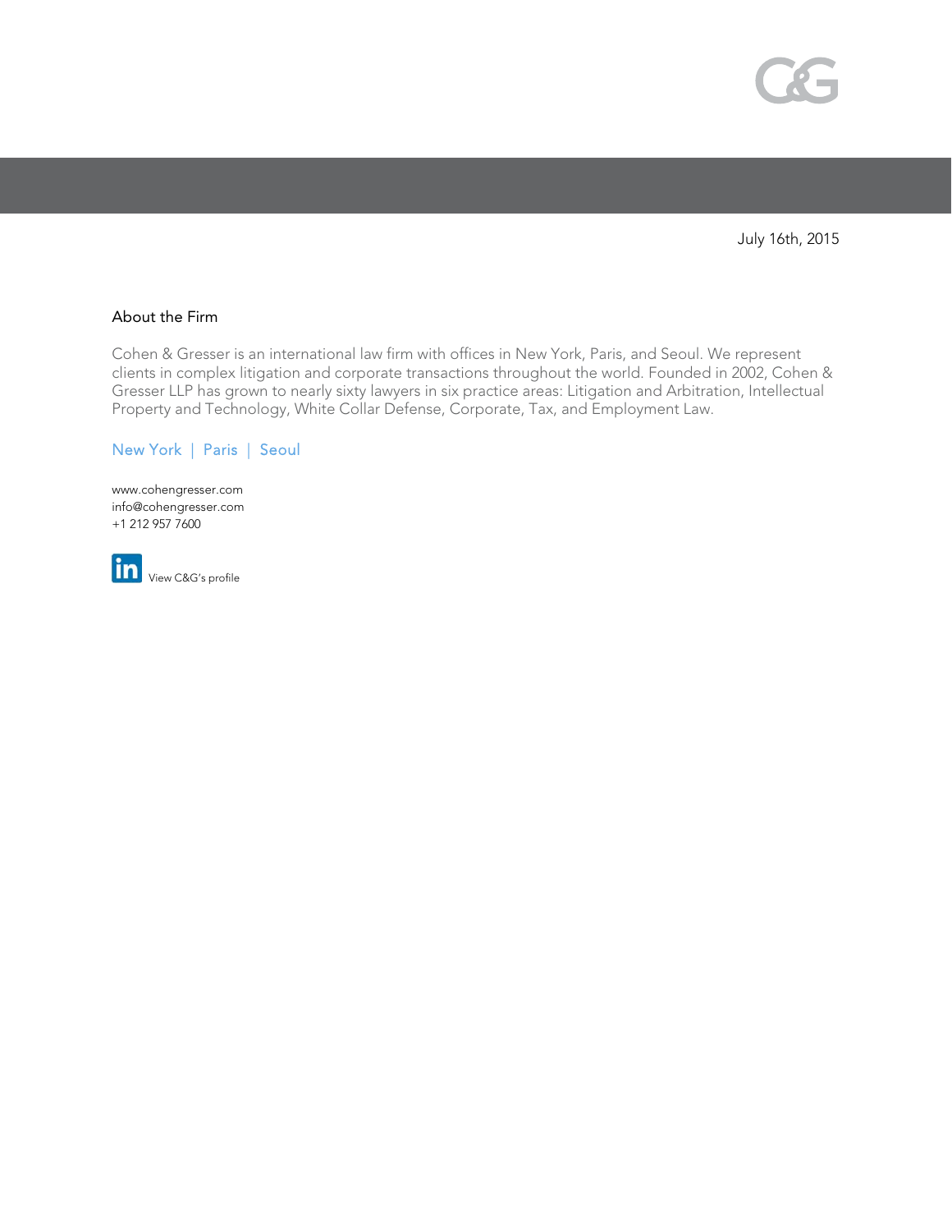July 16th, 2015

## About the Firm

Cohen & Gresser is an international law firm with offices in New York, Paris, and Seoul. We represent clients in complex litigation and corporate transactions throughout the world. Founded in 2002, Cohen & Gresser LLP has grown to nearly sixty lawyers in six practice areas: Litigation and Arbitration, Intellectual Property and Technology, White Collar Defense, Corporate, Tax, and Employment Law.

New York | Paris | Seoul

www.cohengresser.com
info@cohengresser.com
+1 212 957 7600

View C&G's profile